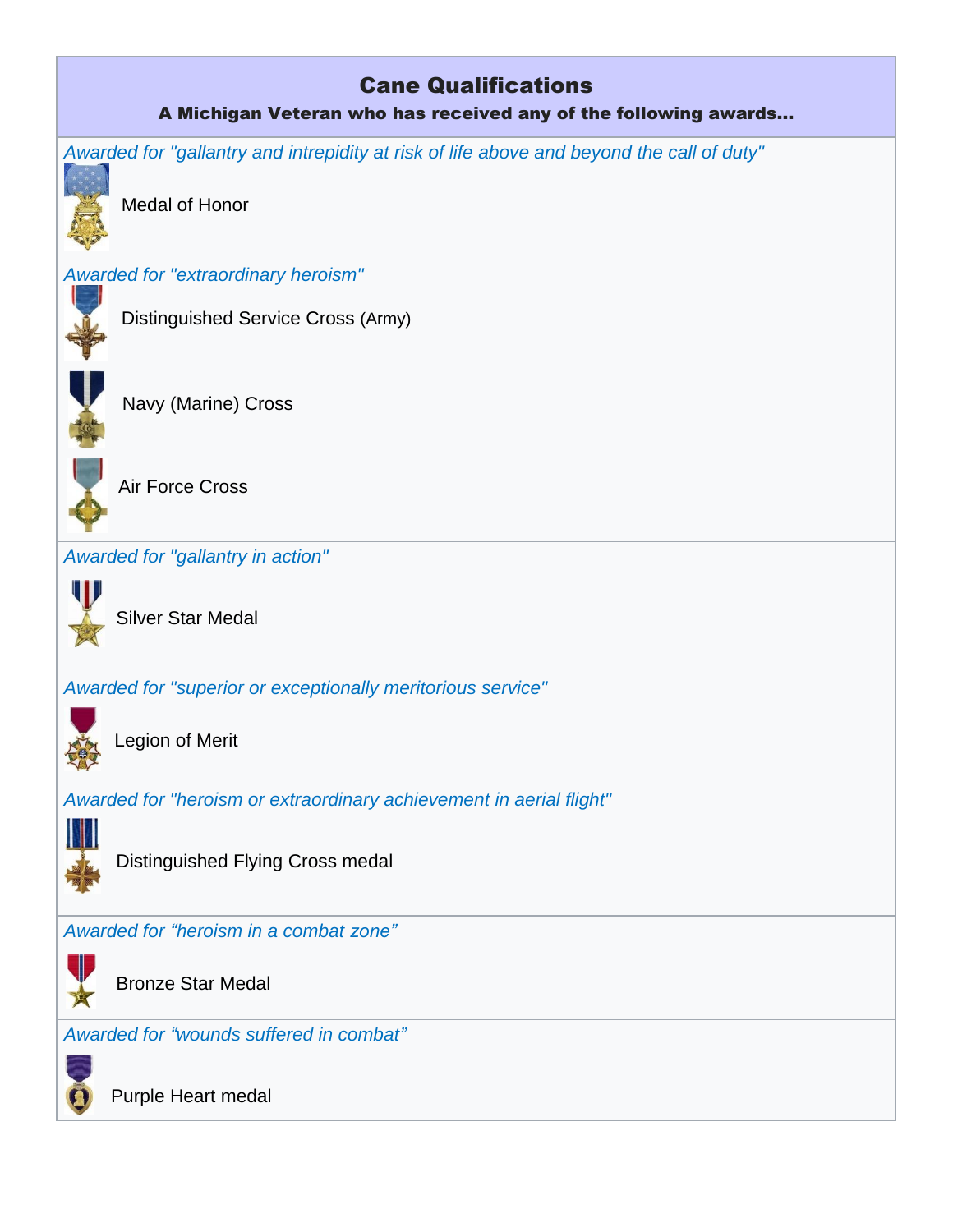## Cane Qualifications

**A Michigan Veteran who has received any of the following awards…**

*Awarded for "gallantry and intrepidity at risk of life above and beyond the call of duty"*

Medal of Honor

*Awarded for "extraordinary heroism"*

Distinguished Service Cross (Army)

Navy (Marine) Cross

Air Force Cross

*Awarded for "gallantry in action"*

Silver Star Medal

*Awarded for "superior or exceptionally meritorious service"*

Legion of Merit

*Awarded for "heroism or extraordinary achievement in aerial flight"*

Distinguished Flying Cross medal

*Awarded for "heroism in a combat zone"*

Bronze Star Medal

*Awarded for "wounds suffered in combat"*

Purple Heart medal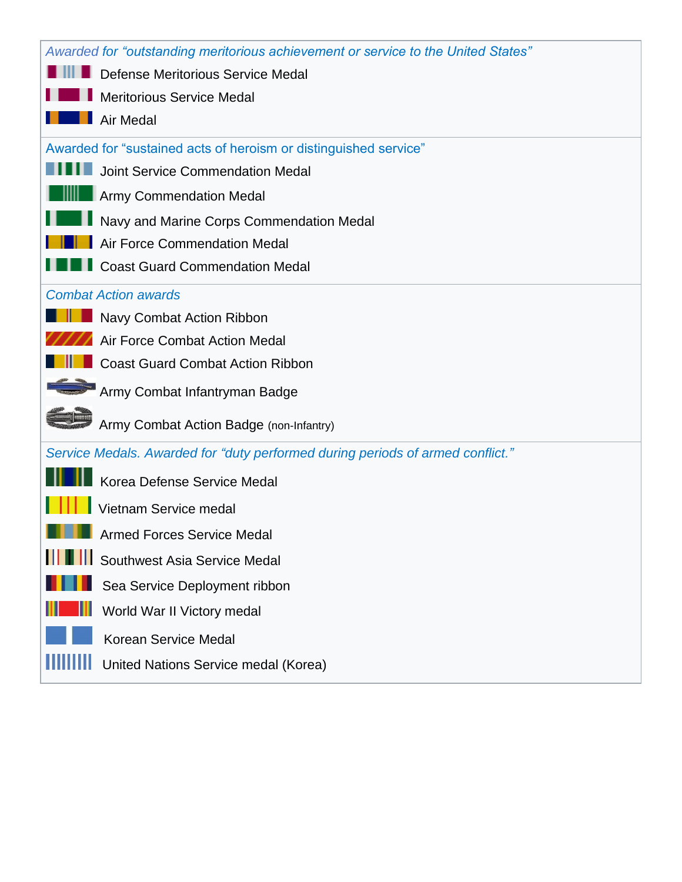*Awarded for “outstanding meritorious achievement or service to the United States”*

- Defense Meritorious Service Medal
- Meritorious Service Medal
- Air Medal

*Awarded for “sustained acts of heroism or distinguished service”*

- Joint Service Commendation Medal
- Army Commendation Medal
- Navy and Marine Corps Commendation Medal
- Air Force Commendation Medal
- Coast Guard Commendation Medal

*Combat Action awards*

- Navy Combat Action Ribbon
- Air Force Combat Action Medal
- Coast Guard Combat Action Ribbon
- Army Combat Infantryman Badge
- Army Combat Action Badge (non-Infantry)

*Service Medals. Awarded for “duty performed during periods of armed conflict.”*

- Korea Defense Service Medal
- Vietnam Service medal
- Armed Forces Service Medal
- Southwest Asia Service Medal
- Sea Service Deployment ribbon
- World War II Victory medal
- Korean Service Medal
- United Nations Service medal (Korea)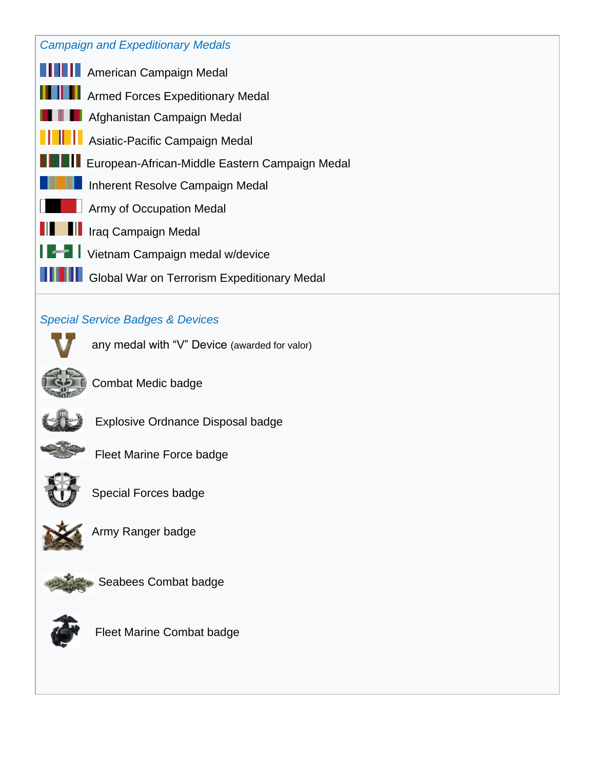*Campaign and Expeditionary Medals*

- American Campaign Medal
- Armed Forces Expeditionary Medal
- Afghanistan Campaign Medal
- Asiatic-Pacific Campaign Medal
- European-African-Middle Eastern Campaign Medal
- Inherent Resolve Campaign Medal
- Army of Occupation Medal
- Iraq Campaign Medal
- Vietnam Campaign medal w/device
- Global War on Terrorism Expeditionary Medal

*Special Service Badges & Devices*

- any medal with "V" Device (awarded for valor)
- Combat Medic badge
- Explosive Ordnance Disposal badge
- Fleet Marine Force badge
- Special Forces badge
- Army Ranger badge
- Seabees Combat badge
- Fleet Marine Combat badge